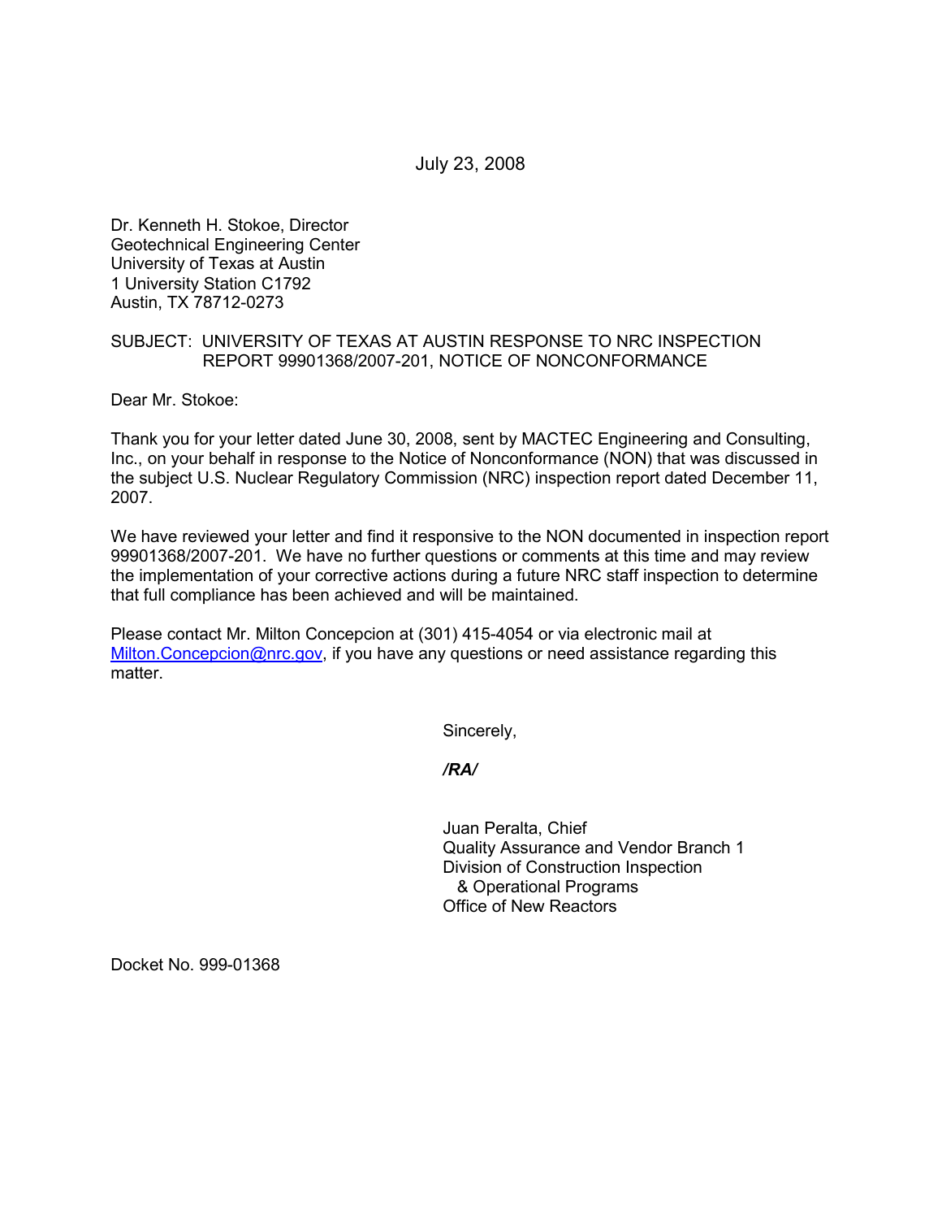July 23, 2008

Dr. Kenneth H. Stokoe, Director
Geotechnical Engineering Center
University of Texas at Austin
1 University Station C1792
Austin, TX 78712-0273

SUBJECT: UNIVERSITY OF TEXAS AT AUSTIN RESPONSE TO NRC INSPECTION REPORT 99901368/2007-201, NOTICE OF NONCONFORMANCE

Dear Mr. Stokoe:

Thank you for your letter dated June 30, 2008, sent by MACTEC Engineering and Consulting, Inc., on your behalf in response to the Notice of Nonconformance (NON) that was discussed in the subject U.S. Nuclear Regulatory Commission (NRC) inspection report dated December 11, 2007.

We have reviewed your letter and find it responsive to the NON documented in inspection report 99901368/2007-201. We have no further questions or comments at this time and may review the implementation of your corrective actions during a future NRC staff inspection to determine that full compliance has been achieved and will be maintained.

Please contact Mr. Milton Concepcion at (301) 415-4054 or via electronic mail at Milton.Concepcion@nrc.gov, if you have any questions or need assistance regarding this matter.

Sincerely,

***/RA/***

Juan Peralta, Chief
Quality Assurance and Vendor Branch 1
Division of Construction Inspection
& Operational Programs
Office of New Reactors

Docket No. 999-01368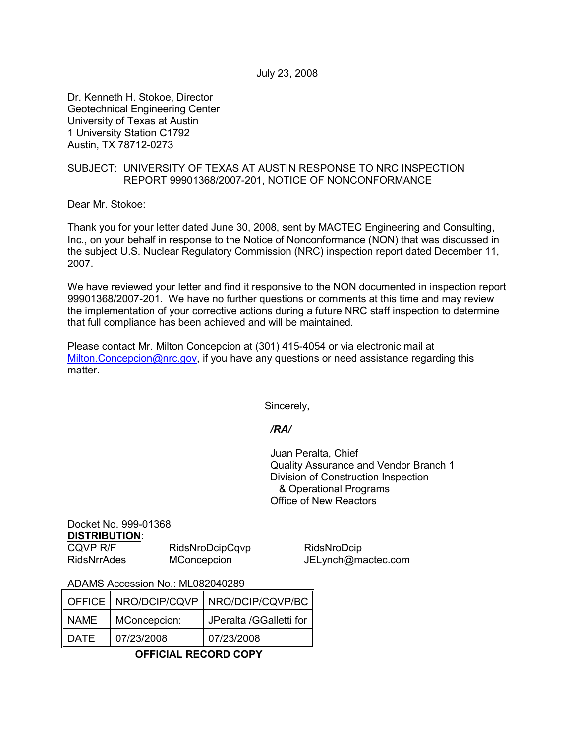July 23, 2008

Dr. Kenneth H. Stokoe, Director
Geotechnical Engineering Center
University of Texas at Austin
1 University Station C1792
Austin, TX 78712-0273

SUBJECT: UNIVERSITY OF TEXAS AT AUSTIN RESPONSE TO NRC INSPECTION REPORT 99901368/2007-201, NOTICE OF NONCONFORMANCE

Dear Mr. Stokoe:

Thank you for your letter dated June 30, 2008, sent by MACTEC Engineering and Consulting, Inc., on your behalf in response to the Notice of Nonconformance (NON) that was discussed in the subject U.S. Nuclear Regulatory Commission (NRC) inspection report dated December 11, 2007.

We have reviewed your letter and find it responsive to the NON documented in inspection report 99901368/2007-201. We have no further questions or comments at this time and may review the implementation of your corrective actions during a future NRC staff inspection to determine that full compliance has been achieved and will be maintained.

Please contact Mr. Milton Concepcion at (301) 415-4054 or via electronic mail at Milton.Concepcion@nrc.gov, if you have any questions or need assistance regarding this matter.

Sincerely,

*/RA/*

Juan Peralta, Chief
Quality Assurance and Vendor Branch 1
Division of Construction Inspection
& Operational Programs
Office of New Reactors

Docket No. 999-01368

**DISTRIBUTION**:

| | | |
|---|---|---|
| CQVP R/F | RidsNroDcipCqvp | RidsNroDcip |
| RidsNrrAdes | MConcepcion | JELynch@mactec.com |

ADAMS Accession No.: ML082040289

| OFFICE | NRO/DCIP/CQVP | NRO/DCIP/CQVP/BC |
|---|---|---|
| NAME | MConcepcion: | JPeralta /GGalletti for |
| DATE | 07/23/2008 | 07/23/2008 |

**OFFICIAL RECORD COPY**